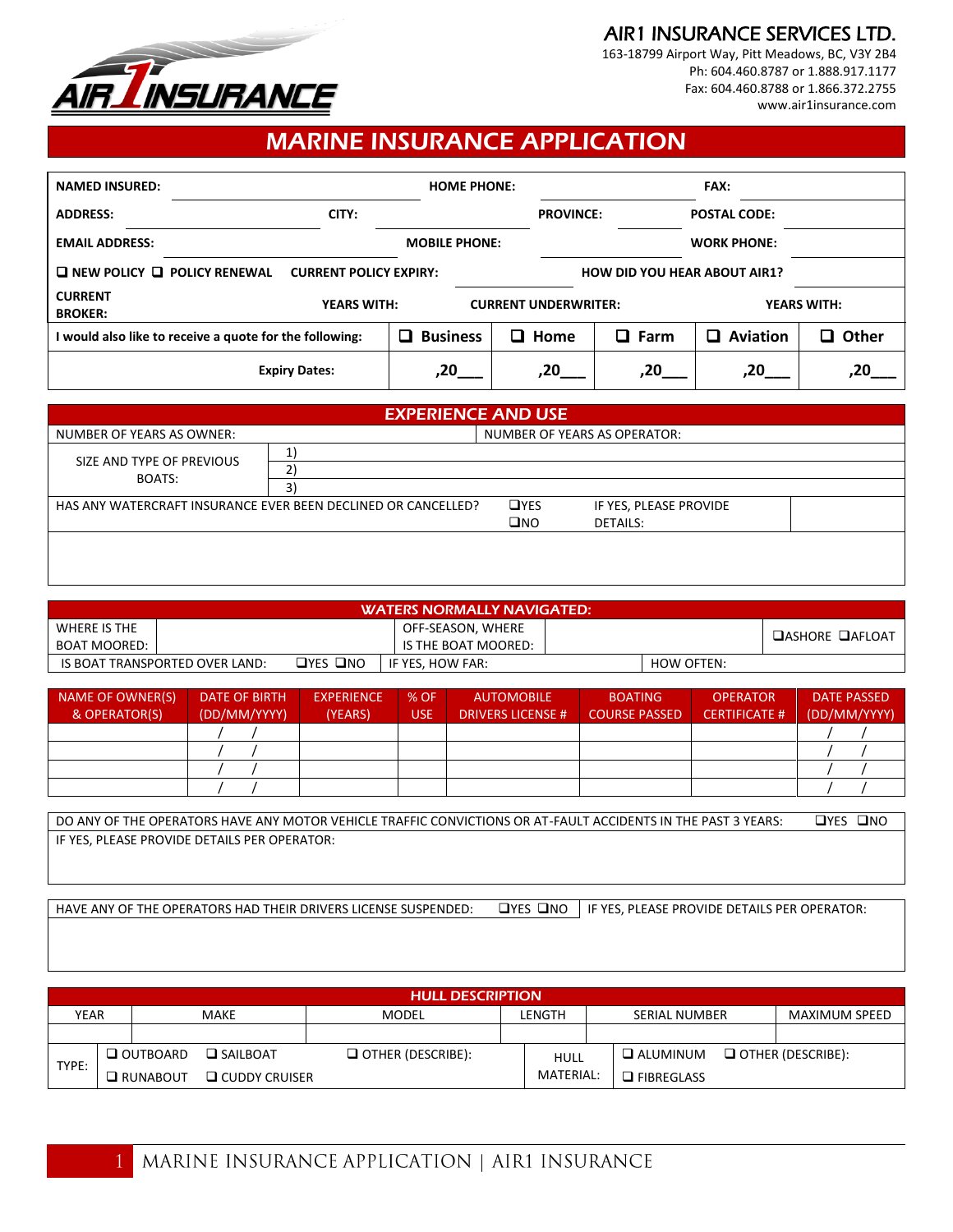# AIR1 INSURANCE SERVICES LTD.

163-18799 Airport Way, Pitt Meadows, BC, V3Y 2B4
Ph: 604.460.8787 or 1.888.917.1177
Fax: 604.460.8788 or 1.866.372.2755
www.air1insurance.com

# MARINE INSURANCE APPLICATION

| | | | | | |
|---|---|---|---|---|---|
| **NAMED INSURED:** | | **HOME PHONE:** | | **FAX:** | |
| **ADDRESS:** | **CITY:** | | **PROVINCE:** | **POSTAL CODE:** | |
| **EMAIL ADDRESS:** | | **MOBILE PHONE:** | | **WORK PHONE:** | |
| ❑ **NEW POLICY** ❑ **POLICY RENEWAL** | **CURRENT POLICY EXPIRY:** | | **HOW DID YOU HEAR ABOUT AIR1?** | | |
| **CURRENT BROKER:** | **YEARS WITH:** | **CURRENT UNDERWRITER:** | | **YEARS WITH:** | |
| **I would also like to receive a quote for the following:** | ❑ **Business** | ❑ **Home** | ❑ **Farm** | ❑ **Aviation** | ❑ **Other** |
| **Expiry Dates:** | **,20___** | **,20___** | **,20___** | **,20___** | **,20___** |

## EXPERIENCE AND USE

| | | |
|---|---|---|
| NUMBER OF YEARS AS OWNER: | NUMBER OF YEARS AS OPERATOR: | |
| SIZE AND TYPE OF PREVIOUS BOATS: | 1) | |
| | 2) | |
| | 3) | |
| HAS ANY WATERCRAFT INSURANCE EVER BEEN DECLINED OR CANCELLED? | ❑YES ❑NO | IF YES, PLEASE PROVIDE DETAILS: |

## WATERS NORMALLY NAVIGATED:

| | | | | |
|---|---|---|---|---|
| WHERE IS THE BOAT MOORED: | | OFF-SEASON, WHERE IS THE BOAT MOORED: | | ❑ASHORE ❑AFLOAT |
| IS BOAT TRANSPORTED OVER LAND: ❑YES ❑NO | | IF YES, HOW FAR: | HOW OFTEN: | |

| NAME OF OWNER(S) & OPERATOR(S) | DATE OF BIRTH (DD/MM/YYYY) | EXPERIENCE (YEARS) | % OF USE | AUTOMOBILE DRIVERS LICENSE # | BOATING COURSE PASSED | OPERATOR CERTIFICATE # | DATE PASSED (DD/MM/YYYY) |
|---|---|---|---|---|---|---|---|
| | / / | | | | | | / / |
| | / / | | | | | | / / |
| | / / | | | | | | / / |
| | / / | | | | | | / / |

DO ANY OF THE OPERATORS HAVE ANY MOTOR VEHICLE TRAFFIC CONVICTIONS OR AT-FAULT ACCIDENTS IN THE PAST 3 YEARS: ❑YES ❑NO

IF YES, PLEASE PROVIDE DETAILS PER OPERATOR:

HAVE ANY OF THE OPERATORS HAD THEIR DRIVERS LICENSE SUSPENDED: ❑YES ❑NO | IF YES, PLEASE PROVIDE DETAILS PER OPERATOR:

## HULL DESCRIPTION

| YEAR | MAKE | MODEL | LENGTH | SERIAL NUMBER | MAXIMUM SPEED |
|---|---|---|---|---|---|
| | | | | | |

| | | | | | |
|---|---|---|---|---|---|
| TYPE: | ❑ OUTBOARD ❑ SAILBOAT | ❑ OTHER (DESCRIBE): | HULL MATERIAL: | ❑ ALUMINUM | ❑ OTHER (DESCRIBE): |
| | ❑ RUNABOUT ❑ CUDDY CRUISER | | | ❑ FIBREGLASS | |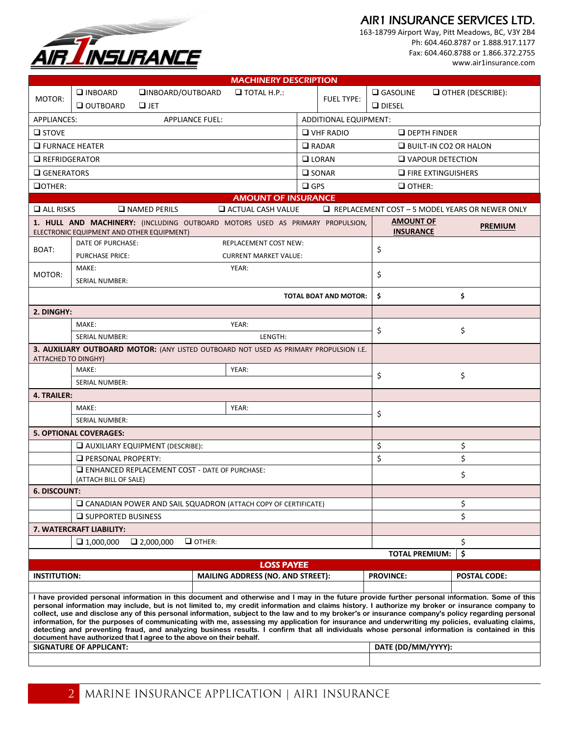# AIR1 INSURANCE SERVICES LTD.

163-18799 Airport Way, Pitt Meadows, BC, V3Y 2B4
Ph: 604.460.8787 or 1.888.917.1177
Fax: 604.460.8788 or 1.866.372.2755
www.air1insurance.com

## MACHINERY DESCRIPTION

| | | | |
|---|---|---|---|
| MOTOR: | ❑ INBOARD ❑ INBOARD/OUTBOARD ❑ TOTAL H.P.: ❑ OUTBOARD ❑ JET | FUEL TYPE: | ❑ GASOLINE ❑ OTHER (DESCRIBE): ❑ DIESEL |

| | | | |
|---|---|---|---|
| APPLIANCES: | APPLIANCE FUEL: | ADDITIONAL EQUIPMENT: | |
| ❑ STOVE | | ❑ VHF RADIO | ❑ DEPTH FINDER |
| ❑ FURNACE HEATER | | ❑ RADAR | ❑ BUILT-IN CO2 OR HALON |
| ❑ REFRIDGERATOR | | ❑ LORAN | ❑ VAPOUR DETECTION |
| ❑ GENERATORS | | ❑ SONAR | ❑ FIRE EXTINGUISHERS |
| ❑ OTHER: | | ❑ GPS | ❑ OTHER: |

## AMOUNT OF INSURANCE

❑ ALL RISKS ❑ NAMED PERILS ❑ ACTUAL CASH VALUE ❑ REPLACEMENT COST – 5 MODEL YEARS OR NEWER ONLY

| | | | | |
|---|---|---|---|---|
| **1. HULL AND MACHINERY:** (INCLUDING OUTBOARD MOTORS USED AS PRIMARY PROPULSION, ELECTRONIC EQUIPMENT AND OTHER EQUIPMENT) | | | **AMOUNT OF INSURANCE** | **PREMIUM** |
| BOAT: | DATE OF PURCHASE: PURCHASE PRICE: | REPLACEMENT COST NEW: CURRENT MARKET VALUE: | $ | |
| MOTOR: | MAKE: SERIAL NUMBER: | YEAR: | $ | |
| | | **TOTAL BOAT AND MOTOR:** | **$** | **$** |
| **2. DINGHY:** | | | | |
| | MAKE: SERIAL NUMBER: | YEAR: LENGTH: | $ | $ |
| **3. AUXILIARY OUTBOARD MOTOR:** (ANY LISTED OUTBOARD NOT USED AS PRIMARY PROPULSION I.E. ATTACHED TO DINGHY) | | | | |
| | MAKE: SERIAL NUMBER: | YEAR: | $ | $ |
| **4. TRAILER:** | | | | |
| | MAKE: SERIAL NUMBER: | YEAR: | $ | |
| **5. OPTIONAL COVERAGES:** | | | | |
| | ❑ AUXILIARY EQUIPMENT (DESCRIBE): | | $ | $ |
| | ❑ PERSONAL PROPERTY: | | $ | $ |
| | ❑ ENHANCED REPLACEMENT COST - DATE OF PURCHASE: (ATTACH BILL OF SALE) | | | $ |
| **6. DISCOUNT:** | | | | |
| | ❑ CANADIAN POWER AND SAIL SQUADRON (ATTACH COPY OF CERTIFICATE) | | | $ |
| | ❑ SUPPORTED BUSINESS | | | $ |
| **7. WATERCRAFT LIABILITY:** | | | | |
| | ❑ 1,000,000 ❑ 2,000,000 ❑ OTHER: | | | $ |
| | | | **TOTAL PREMIUM:** | **$** |

## LOSS PAYEE

| INSTITUTION: | MAILING ADDRESS (NO. AND STREET): | PROVINCE: | POSTAL CODE: |
|---|---|---|---|
| | | | |

I have provided personal information in this document and otherwise and I may in the future provide further personal information. Some of this personal information may include, but is not limited to, my credit information and claims history. I authorize my broker or insurance company to collect, use and disclose any of this personal information, subject to the law and to my broker's or insurance company's policy regarding personal information, for the purposes of communicating with me, assessing my application for insurance and underwriting my policies, evaluating claims, detecting and preventing fraud, and analyzing business results. I confirm that all individuals whose personal information is contained in this document have authorized that I agree to the above on their behalf.

| SIGNATURE OF APPLICANT: | DATE (DD/MM/YYYY): |
|---|---|
| | |

MARINE INSURANCE APPLICATION | AIR1 INSURANCE